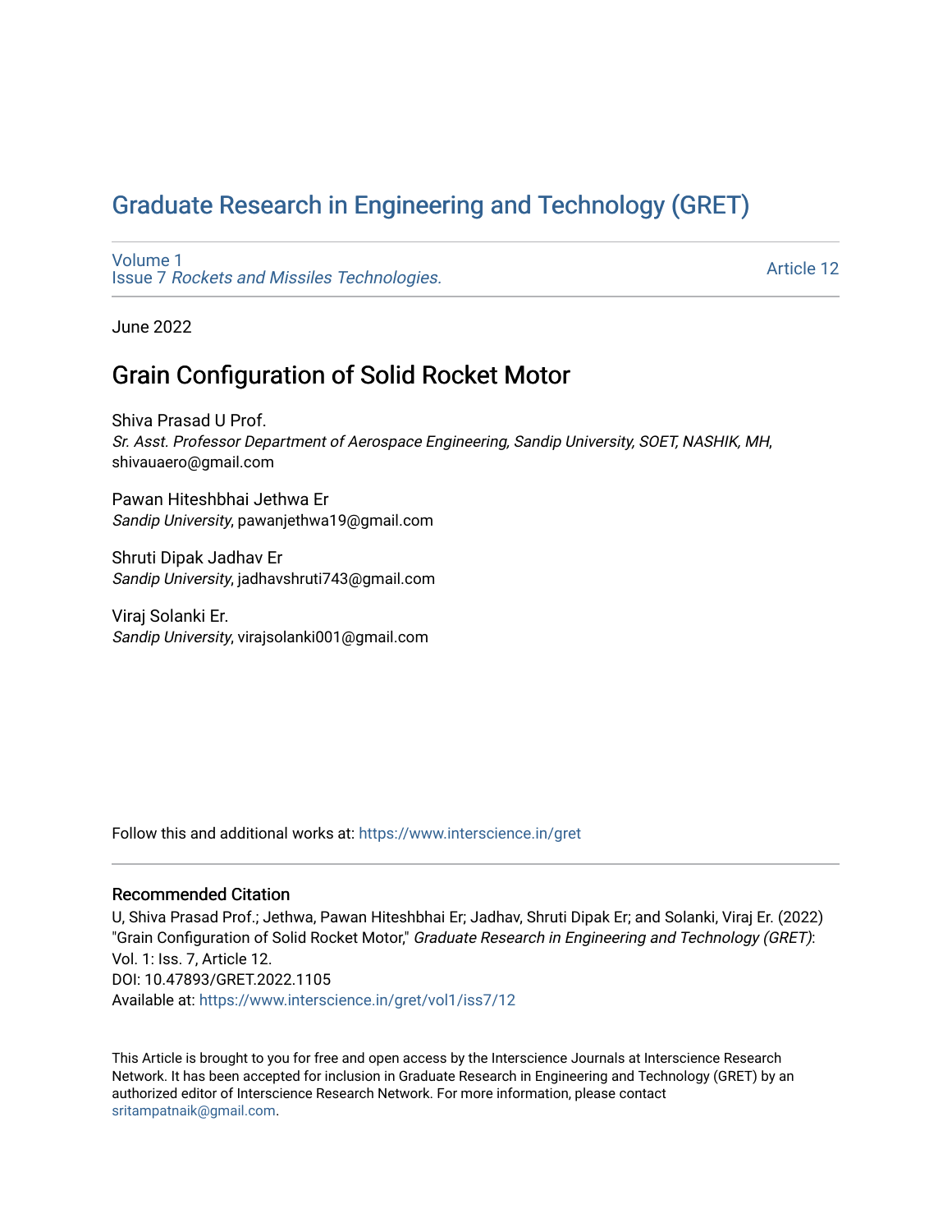# Graduate Research in Engineering and Technology (GRET)

Volume 1
Issue 7 *Rockets and Missiles Technologies.*

Article 12

June 2022

## Grain Configuration of Solid Rocket Motor

Shiva Prasad U Prof.
*Sr. Asst. Professor Department of Aerospace Engineering, Sandip University, SOET, NASHIK, MH*, shivauaero@gmail.com

Pawan Hiteshbhai Jethwa Er
*Sandip University*, pawanjethwa19@gmail.com

Shruti Dipak Jadhav Er
*Sandip University*, jadhavshruti743@gmail.com

Viraj Solanki Er.
*Sandip University*, virajsolanki001@gmail.com

Follow this and additional works at: https://www.interscience.in/gret

### Recommended Citation

U, Shiva Prasad Prof.; Jethwa, Pawan Hiteshbhai Er; Jadhav, Shruti Dipak Er; and Solanki, Viraj Er. (2022) "Grain Configuration of Solid Rocket Motor," *Graduate Research in Engineering and Technology (GRET)*: Vol. 1: Iss. 7, Article 12.
DOI: 10.47893/GRET.2022.1105
Available at: https://www.interscience.in/gret/vol1/iss7/12

This Article is brought to you for free and open access by the Interscience Journals at Interscience Research Network. It has been accepted for inclusion in Graduate Research in Engineering and Technology (GRET) by an authorized editor of Interscience Research Network. For more information, please contact sritampatnaik@gmail.com.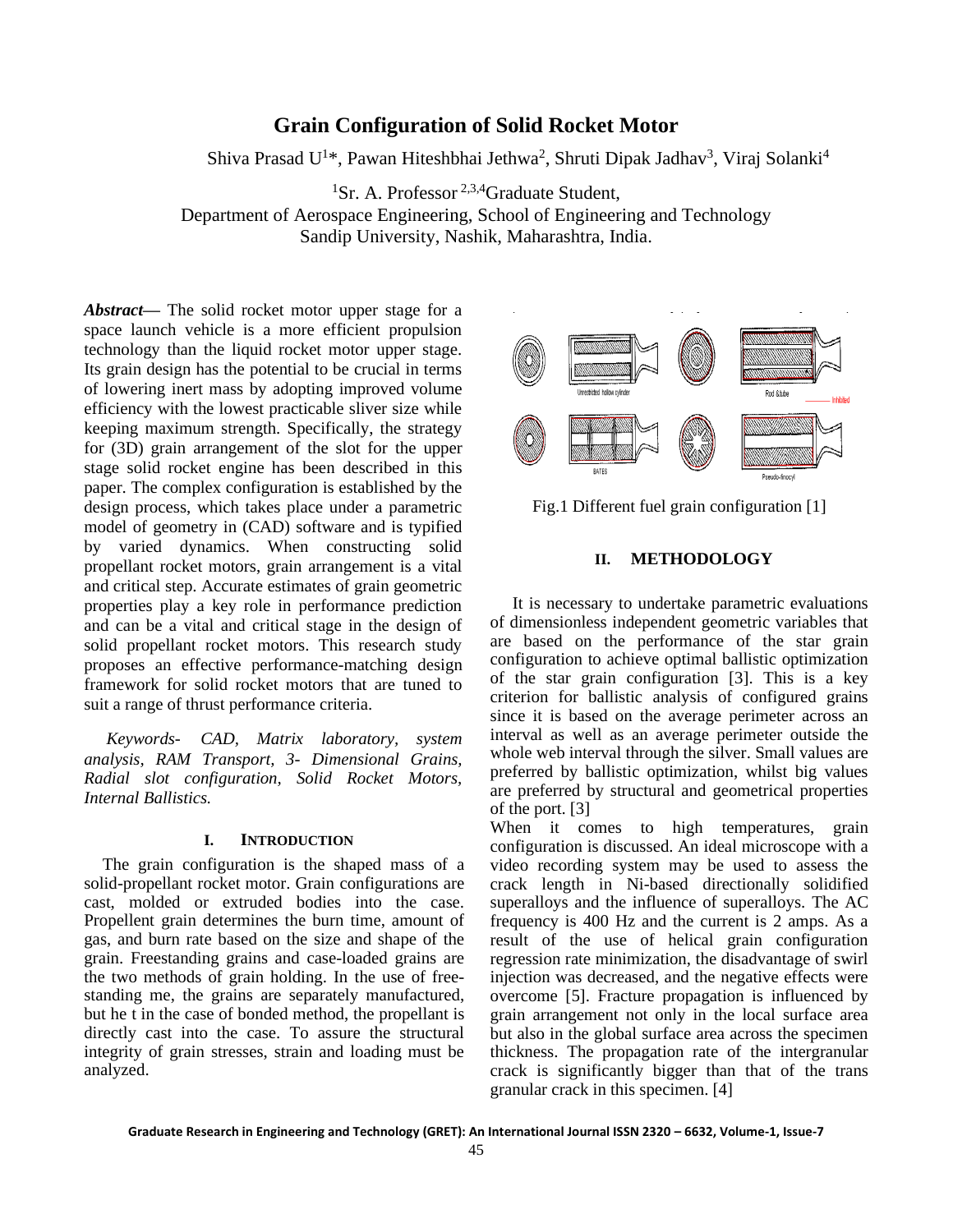# Grain Configuration of Solid Rocket Motor

Shiva Prasad U[1]*, Pawan Hiteshbhai Jethwa[2], Shruti Dipak Jadhav[3], Viraj Solanki[4]

[1]Sr. A. Professor [2,3,4]Graduate Student,
Department of Aerospace Engineering, School of Engineering and Technology
Sandip University, Nashik, Maharashtra, India.

***Abstract*****—** The solid rocket motor upper stage for a space launch vehicle is a more efficient propulsion technology than the liquid rocket motor upper stage. Its grain design has the potential to be crucial in terms of lowering inert mass by adopting improved volume efficiency with the lowest practicable sliver size while keeping maximum strength. Specifically, the strategy for (3D) grain arrangement of the slot for the upper stage solid rocket engine has been described in this paper. The complex configuration is established by the design process, which takes place under a parametric model of geometry in (CAD) software and is typified by varied dynamics. When constructing solid propellant rocket motors, grain arrangement is a vital and critical step. Accurate estimates of grain geometric properties play a key role in performance prediction and can be a vital and critical stage in the design of solid propellant rocket motors. This research study proposes an effective performance-matching design framework for solid rocket motors that are tuned to suit a range of thrust performance criteria.

*Keywords- CAD, Matrix laboratory, system analysis, RAM Transport, 3- Dimensional Grains, Radial slot configuration, Solid Rocket Motors, Internal Ballistics.*

## I. INTRODUCTION

The grain configuration is the shaped mass of a solid-propellant rocket motor. Grain configurations are cast, molded or extruded bodies into the case. Propellent grain determines the burn time, amount of gas, and burn rate based on the size and shape of the grain. Freestanding grains and case-loaded grains are the two methods of grain holding. In the use of free-standing me, the grains are separately manufactured, but he t in the case of bonded method, the propellant is directly cast into the case. To assure the structural integrity of grain stresses, strain and loading must be analyzed.

Fig.1 Different fuel grain configuration [1]

## II. METHODOLOGY

It is necessary to undertake parametric evaluations of dimensionless independent geometric variables that are based on the performance of the star grain configuration to achieve optimal ballistic optimization of the star grain configuration [3]. This is a key criterion for ballistic analysis of configured grains since it is based on the average perimeter across an interval as well as an average perimeter outside the whole web interval through the silver. Small values are preferred by ballistic optimization, whilst big values are preferred by structural and geometrical properties of the port. [3]

When it comes to high temperatures, grain configuration is discussed. An ideal microscope with a video recording system may be used to assess the crack length in Ni-based directionally solidified superalloys and the influence of superalloys. The AC frequency is 400 Hz and the current is 2 amps. As a result of the use of helical grain configuration regression rate minimization, the disadvantage of swirl injection was decreased, and the negative effects were overcome [5]. Fracture propagation is influenced by grain arrangement not only in the local surface area but also in the global surface area across the specimen thickness. The propagation rate of the intergranular crack is significantly bigger than that of the trans granular crack in this specimen. [4]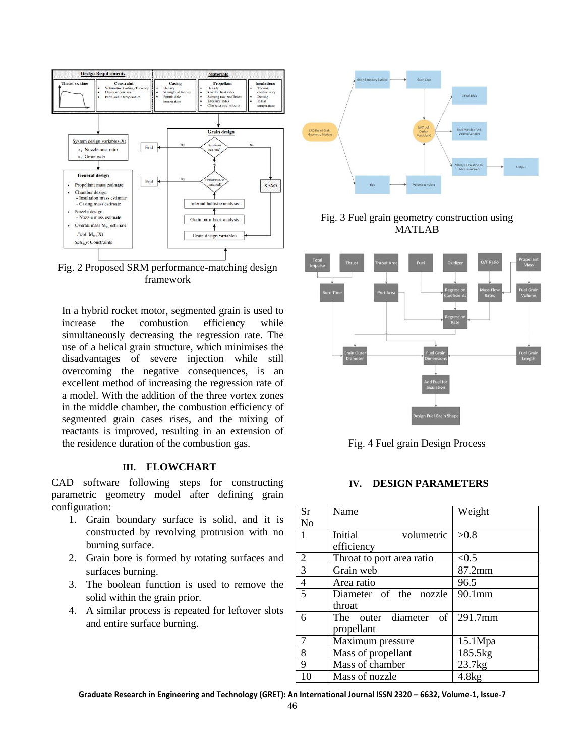Fig. 2 Proposed SRM performance-matching design framework

In a hybrid rocket motor, segmented grain is used to increase the combustion efficiency while simultaneously decreasing the regression rate. The use of a helical grain structure, which minimises the disadvantages of severe injection while still overcoming the negative consequences, is an excellent method of increasing the regression rate of a model. With the addition of the three vortex zones in the middle chamber, the combustion efficiency of segmented grain cases rises, and the mixing of reactants is improved, resulting in an extension of the residence duration of the combustion gas.

## III. FLOWCHART

CAD software following steps for constructing parametric geometry model after defining grain configuration:

1. Grain boundary surface is solid, and it is constructed by revolving protrusion with no burning surface.
2. Grain bore is formed by rotating surfaces and surfaces burning.
3. The boolean function is used to remove the solid within the grain prior.
4. A similar process is repeated for leftover slots and entire surface burning.

Fig. 3 Fuel grain geometry construction using MATLAB

Fig. 4 Fuel grain Design Process

## IV. DESIGN PARAMETERS

| Sr No | Name | Weight |
|---|---|---|
| 1 | Initial volumetric efficiency | >0.8 |
| 2 | Throat to port area ratio | <0.5 |
| 3 | Grain web | 87.2mm |
| 4 | Area ratio | 96.5 |
| 5 | Diameter of the nozzle throat | 90.1mm |
| 6 | The outer diameter of propellant | 291.7mm |
| 7 | Maximum pressure | 15.1Mpa |
| 8 | Mass of propellant | 185.5kg |
| 9 | Mass of chamber | 23.7kg |
| 10 | Mass of nozzle | 4.8kg |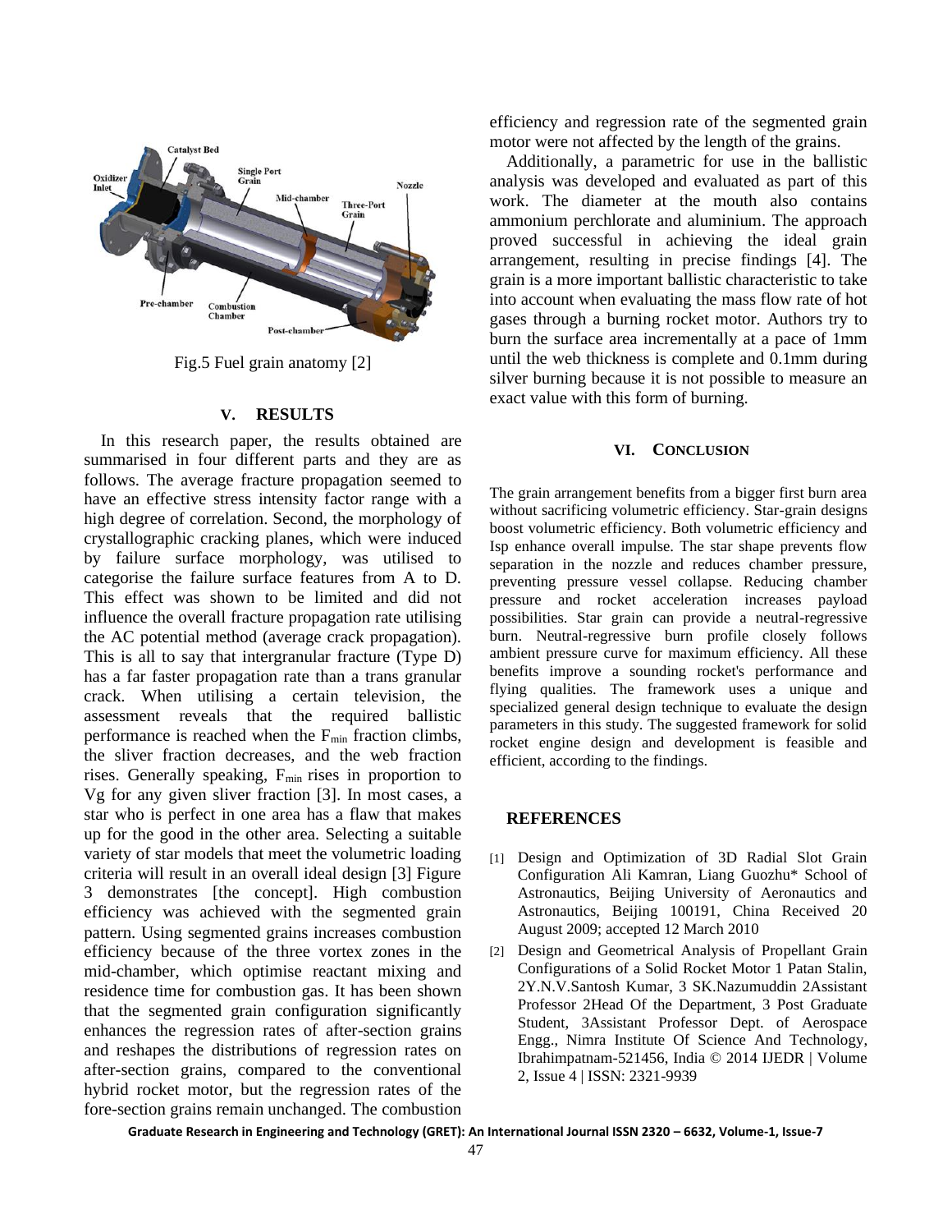Fig.5 Fuel grain anatomy [2]

## V. RESULTS

In this research paper, the results obtained are summarised in four different parts and they are as follows. The average fracture propagation seemed to have an effective stress intensity factor range with a high degree of correlation. Second, the morphology of crystallographic cracking planes, which were induced by failure surface morphology, was utilised to categorise the failure surface features from A to D. This effect was shown to be limited and did not influence the overall fracture propagation rate utilising the AC potential method (average crack propagation). This is all to say that intergranular fracture (Type D) has a far faster propagation rate than a trans granular crack. When utilising a certain television, the assessment reveals that the required ballistic performance is reached when the $F_{min}$ fraction climbs, the sliver fraction decreases, and the web fraction rises. Generally speaking, $F_{min}$ rises in proportion to Vg for any given sliver fraction [3]. In most cases, a star who is perfect in one area has a flaw that makes up for the good in the other area. Selecting a suitable variety of star models that meet the volumetric loading criteria will result in an overall ideal design [3] Figure 3 demonstrates [the concept]. High combustion efficiency was achieved with the segmented grain pattern. Using segmented grains increases combustion efficiency because of the three vortex zones in the mid-chamber, which optimise reactant mixing and residence time for combustion gas. It has been shown that the segmented grain configuration significantly enhances the regression rates of after-section grains and reshapes the distributions of regression rates on after-section grains, compared to the conventional hybrid rocket motor, but the regression rates of the fore-section grains remain unchanged. The combustion efficiency and regression rate of the segmented grain motor were not affected by the length of the grains.

Additionally, a parametric for use in the ballistic analysis was developed and evaluated as part of this work. The diameter at the mouth also contains ammonium perchlorate and aluminium. The approach proved successful in achieving the ideal grain arrangement, resulting in precise findings [4]. The grain is a more important ballistic characteristic to take into account when evaluating the mass flow rate of hot gases through a burning rocket motor. Authors try to burn the surface area incrementally at a pace of 1mm until the web thickness is complete and 0.1mm during silver burning because it is not possible to measure an exact value with this form of burning.

## VI. CONCLUSION

The grain arrangement benefits from a bigger first burn area without sacrificing volumetric efficiency. Star-grain designs boost volumetric efficiency. Both volumetric efficiency and Isp enhance overall impulse. The star shape prevents flow separation in the nozzle and reduces chamber pressure, preventing pressure vessel collapse. Reducing chamber pressure and rocket acceleration increases payload possibilities. Star grain can provide a neutral-regressive burn. Neutral-regressive burn profile closely follows ambient pressure curve for maximum efficiency. All these benefits improve a sounding rocket's performance and flying qualities. The framework uses a unique and specialized general design technique to evaluate the design parameters in this study. The suggested framework for solid rocket engine design and development is feasible and efficient, according to the findings.

## REFERENCES

[1] Design and Optimization of 3D Radial Slot Grain Configuration Ali Kamran, Liang Guozhu* School of Astronautics, Beijing University of Aeronautics and Astronautics, Beijing 100191, China Received 20 August 2009; accepted 12 March 2010

[2] Design and Geometrical Analysis of Propellant Grain Configurations of a Solid Rocket Motor 1 Patan Stalin, 2Y.N.V.Santosh Kumar, 3 SK.Nazumuddin 2Assistant Professor 2Head Of the Department, 3 Post Graduate Student, 3Assistant Professor Dept. of Aerospace Engg., Nimra Institute Of Science And Technology, Ibrahimpatnam-521456, India © 2014 IJEDR | Volume 2, Issue 4 | ISSN: 2321-9939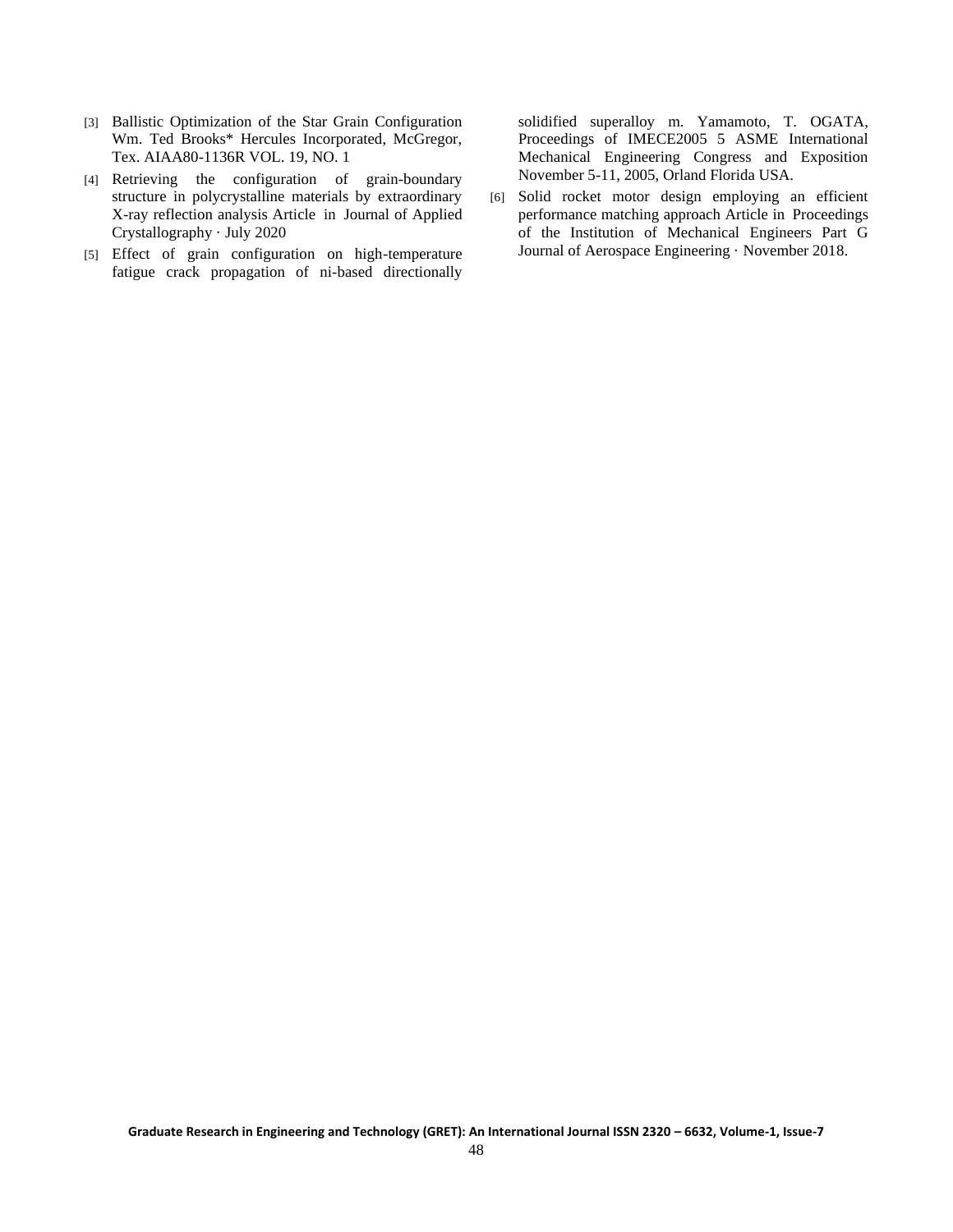[3] Ballistic Optimization of the Star Grain Configuration Wm. Ted Brooks* Hercules Incorporated, McGregor, Tex. AIAA80-1136R VOL. 19, NO. 1

[4] Retrieving the configuration of grain-boundary structure in polycrystalline materials by extraordinary X-ray reflection analysis Article in Journal of Applied Crystallography · July 2020

[5] Effect of grain configuration on high-temperature fatigue crack propagation of ni-based directionally solidified superalloy m. Yamamoto, T. OGATA, Proceedings of IMECE2005 5 ASME International Mechanical Engineering Congress and Exposition November 5-11, 2005, Orland Florida USA.

[6] Solid rocket motor design employing an efficient performance matching approach Article in Proceedings of the Institution of Mechanical Engineers Part G Journal of Aerospace Engineering · November 2018.